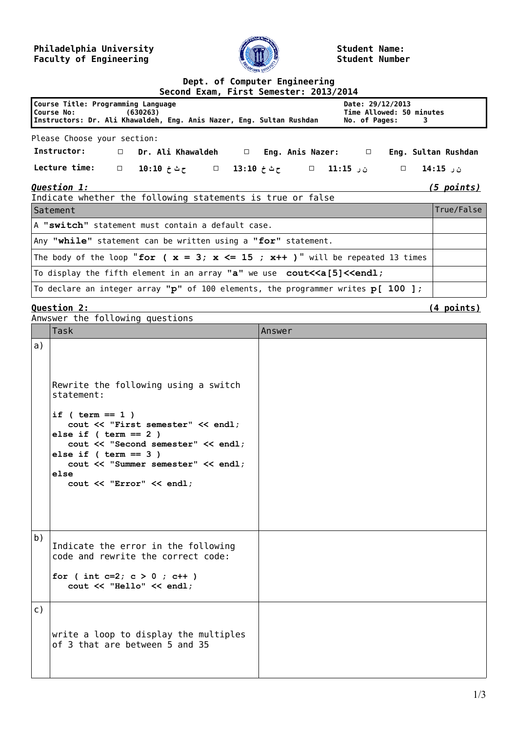**Philadelphia University**
**Faculty of Engineering**

**Student Name:**
**Student Number**

**Dept. of Computer Engineering**
**Second Exam, First Semester: 2013/2014**

| | |
|---|---|
| **Course Title: Programming Language**<br>**Course No: (630263)**<br>**Instructors: Dr. Ali Khawaldeh, Eng. Anis Nazer, Eng. Sultan Rushdan** | **Date: 29/12/2013**<br>**Time Allowed: 50 minutes**<br>**No. of Pages: 3** |

Please Choose your section:

**Instructor:** □ **Dr. Ali Khawaldeh** □ **Eng. Anis Nazer:** □ **Eng. Sultan Rushdan**

**Lecture time:** □ **10:10 ح ث خ** □ **13:10 ح ث خ** □ **11:15 ن ر** □ **14:15 ن ر**

***Question 1:*** ***(5 points)***

Indicate whether the following statements is true or false

| Satement | True/False |
|---|---|
| A **"switch"** statement must contain a default case. | |
| Any **"while"** statement can be written using a **"for"** statement. | |
| The body of the loop "**for ( x = 3; x <= 15 ; x++ )**" will be repeated 13 times | |
| To display the fifth element in an array **"a"** we use **cout<<a[5]<<endl;** | |
| To declare an integer array **"p"** of 100 elements, the programmer writes **p[ 100 ];** | |

**Question 2:** **(4 points)**

Anwswer the following questions

| | Task | Answer |
|---|---|---|
| a) | Rewrite the following using a switch statement:<br><br>`if ( term == 1 )`<br>`   cout << "First semester" << endl;`<br>`else if ( term == 2 )`<br>`   cout << "Second semester" << endl;`<br>`else if ( term == 3 )`<br>`   cout << "Summer semester" << endl;`<br>`else`<br>`   cout << "Error" << endl;` | |
| b) | Indicate the error in the following code and rewrite the correct code:<br><br>`for ( int c=2; c > 0 ; c++ )`<br>`   cout << "Hello" << endl;` | |
| c) | write a loop to display the multiples of 3 that are between 5 and 35 | |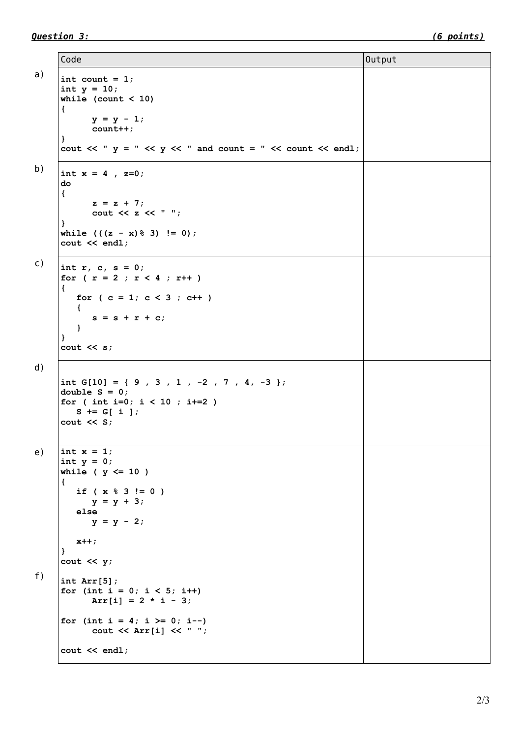***Question 3:*** ***(6 points)***

a)

| Code | Output |
|---|---|
| | |

```
int count = 1;
int y = 10;
while (count < 10)
{
      y = y - 1;
      count++;
}
cout << " y = " << y << " and count = " << count << endl;
```

b)

```
int x = 4 , z=0;
do
{
      z = z + 7;
      cout << z << " ";
}
while (((z - x)% 3) != 0);
cout << endl;
```

c)

```
int r, c, s = 0;
for ( r = 2 ; r < 4 ; r++ )
{
   for ( c = 1; c < 3 ; c++ )
   {
      s = s + r + c;
   }
}
cout << s;
```

d)

```
int G[10] = { 9 , 3 , 1 , -2 , 7 , 4, -3 };
double S = 0;
for ( int i=0; i < 10 ; i+=2 )
   S += G[ i ];
cout << S;
```

e)

```
int x = 1;
int y = 0;
while ( y <= 10 )
{
   if ( x % 3 != 0 )
      y = y + 3;
   else
      y = y - 2;

   x++;
}
cout << y;
```

f)

```
int Arr[5];
for (int i = 0; i < 5; i++)
      Arr[i] = 2 * i - 3;

for (int i = 4; i >= 0; i--)
      cout << Arr[i] << " ";

cout << endl;
```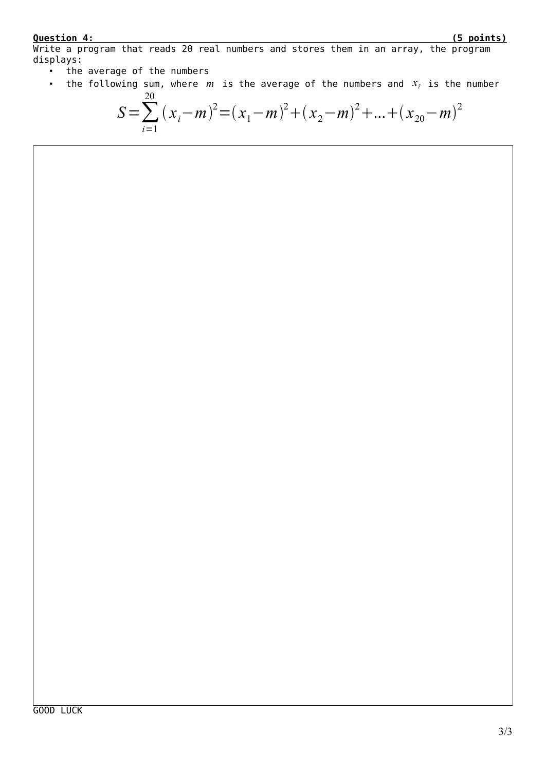**Question 4: (5 points)**

Write a program that reads 20 real numbers and stores them in an array, the program displays:

- the average of the numbers
- the following sum, where $m$ is the average of the numbers and $x_i$ is the number

$$S=\sum_{i=1}^{20}(x_i-m)^2=(x_1-m)^2+(x_2-m)^2+...+(x_{20}-m)^2$$

GOOD LUCK